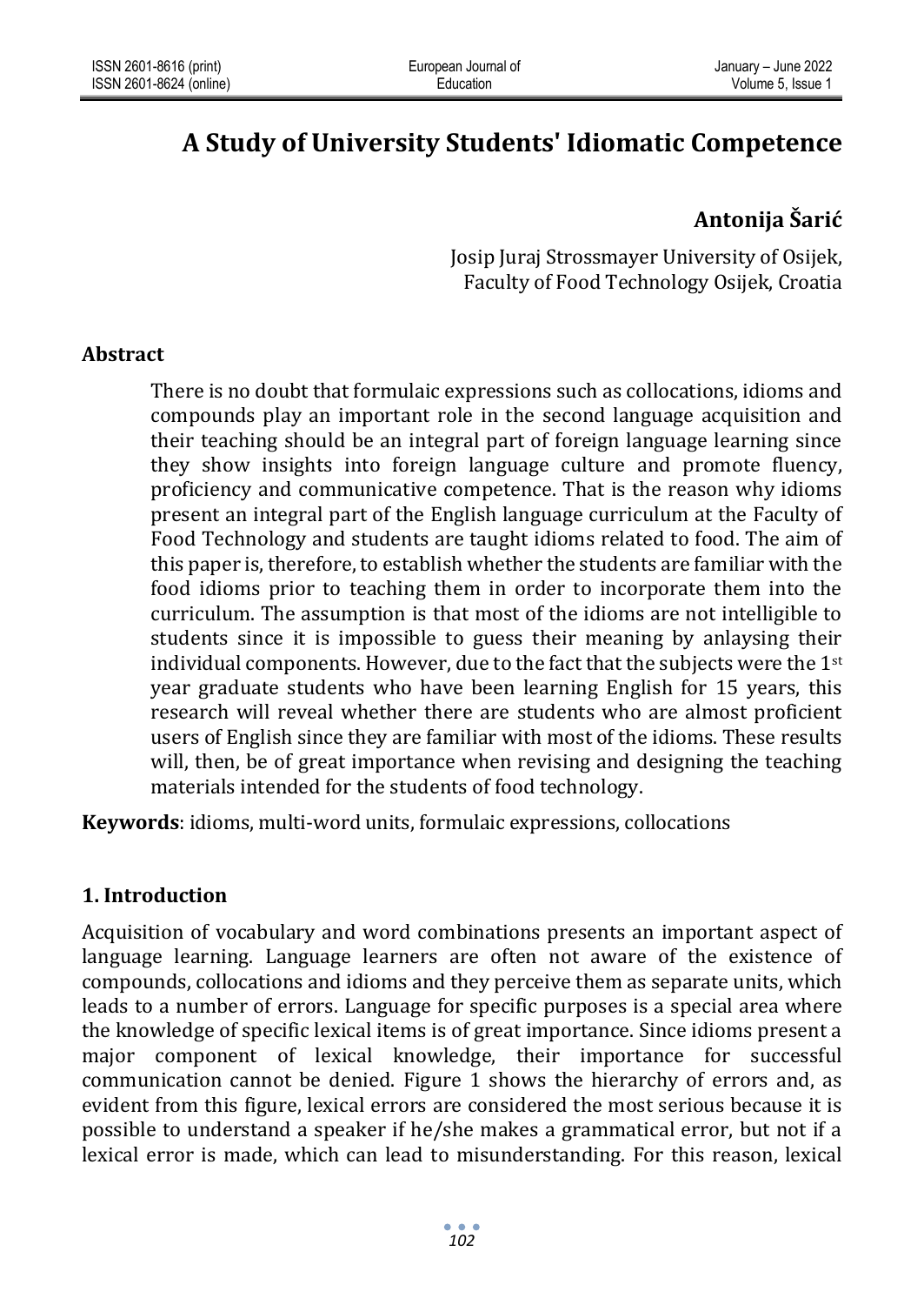# A Study of University Students' Idiomatic Competence

**Antonija Šarić**

Josip Juraj Strossmayer University of Osijek, Faculty of Food Technology Osijek, Croatia

## Abstract

There is no doubt that formulaic expressions such as collocations, idioms and compounds play an important role in the second language acquisition and their teaching should be an integral part of foreign language learning since they show insights into foreign language culture and promote fluency, proficiency and communicative competence. That is the reason why idioms present an integral part of the English language curriculum at the Faculty of Food Technology and students are taught idioms related to food. The aim of this paper is, therefore, to establish whether the students are familiar with the food idioms prior to teaching them in order to incorporate them into the curriculum. The assumption is that most of the idioms are not intelligible to students since it is impossible to guess their meaning by anlaysing their individual components. However, due to the fact that the subjects were the 1st year graduate students who have been learning English for 15 years, this research will reveal whether there are students who are almost proficient users of English since they are familiar with most of the idioms. These results will, then, be of great importance when revising and designing the teaching materials intended for the students of food technology.

**Keywords**: idioms, multi-word units, formulaic expressions, collocations

## 1. Introduction

Acquisition of vocabulary and word combinations presents an important aspect of language learning. Language learners are often not aware of the existence of compounds, collocations and idioms and they perceive them as separate units, which leads to a number of errors. Language for specific purposes is a special area where the knowledge of specific lexical items is of great importance. Since idioms present a major component of lexical knowledge, their importance for successful communication cannot be denied. Figure 1 shows the hierarchy of errors and, as evident from this figure, lexical errors are considered the most serious because it is possible to understand a speaker if he/she makes a grammatical error, but not if a lexical error is made, which can lead to misunderstanding. For this reason, lexical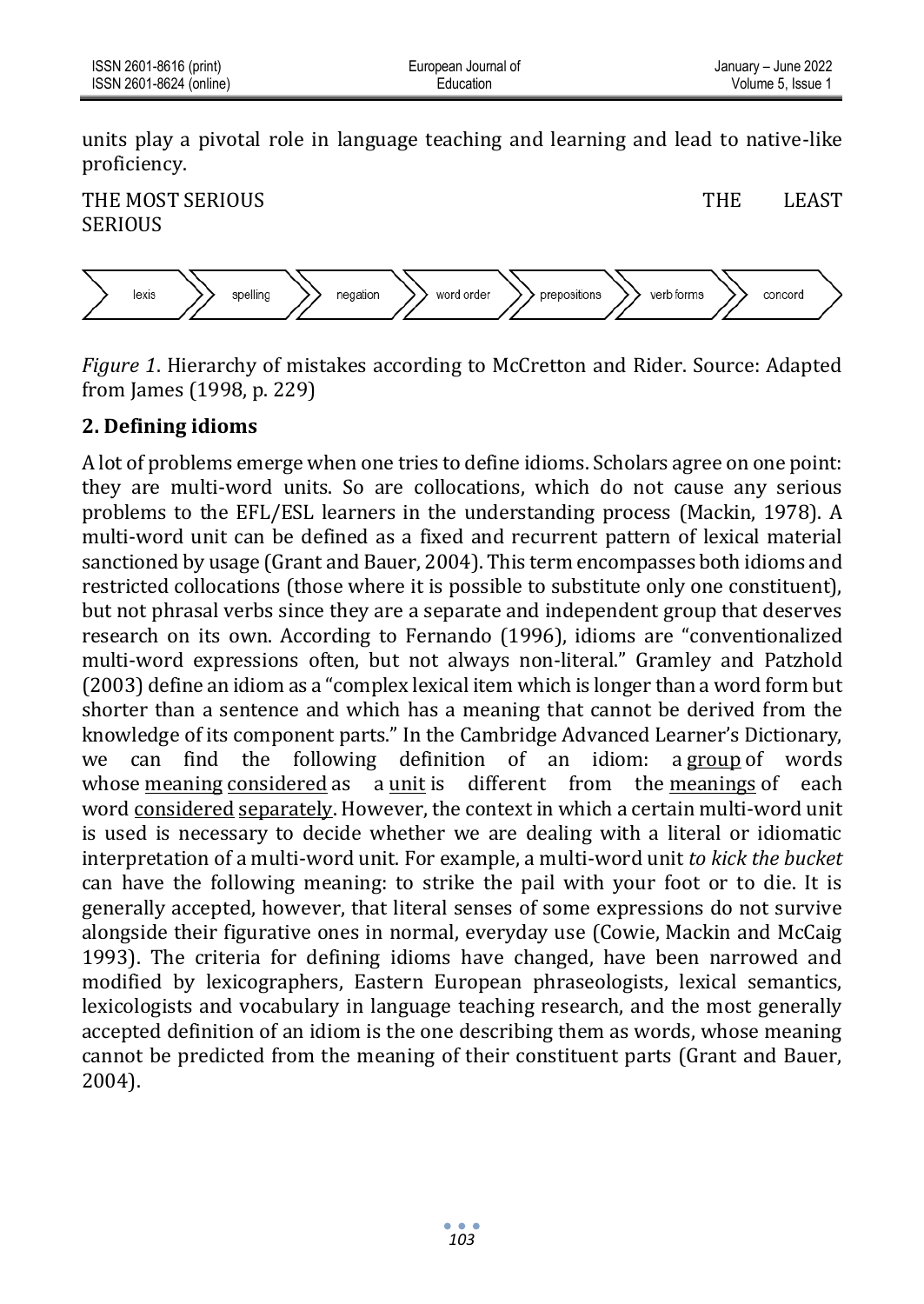units play a pivotal role in language teaching and learning and lead to native-like proficiency.

THE MOST SERIOUS THE LEAST SERIOUS

lexis
spelling
negation
word order
prepositions
verb forms
concord

*Figure 1*. Hierarchy of mistakes according to McCretton and Rider. Source: Adapted from James (1998, p. 229)

## 2. Defining idioms

A lot of problems emerge when one tries to define idioms. Scholars agree on one point: they are multi-word units. So are collocations, which do not cause any serious problems to the EFL/ESL learners in the understanding process (Mackin, 1978). A multi-word unit can be defined as a fixed and recurrent pattern of lexical material sanctioned by usage (Grant and Bauer, 2004). This term encompasses both idioms and restricted collocations (those where it is possible to substitute only one constituent), but not phrasal verbs since they are a separate and independent group that deserves research on its own. According to Fernando (1996), idioms are "conventionalized multi-word expressions often, but not always non-literal." Gramley and Patzhold (2003) define an idiom as a "complex lexical item which is longer than a word form but shorter than a sentence and which has a meaning that cannot be derived from the knowledge of its component parts." In the Cambridge Advanced Learner's Dictionary, we can find the following definition of an idiom: a group of words whose meaning considered as a unit is different from the meanings of each word considered separately. However, the context in which a certain multi-word unit is used is necessary to decide whether we are dealing with a literal or idiomatic interpretation of a multi-word unit. For example, a multi-word unit *to kick the bucket* can have the following meaning: to strike the pail with your foot or to die. It is generally accepted, however, that literal senses of some expressions do not survive alongside their figurative ones in normal, everyday use (Cowie, Mackin and McCaig 1993). The criteria for defining idioms have changed, have been narrowed and modified by lexicographers, Eastern European phraseologists, lexical semantics, lexicologists and vocabulary in language teaching research, and the most generally accepted definition of an idiom is the one describing them as words, whose meaning cannot be predicted from the meaning of their constituent parts (Grant and Bauer, 2004).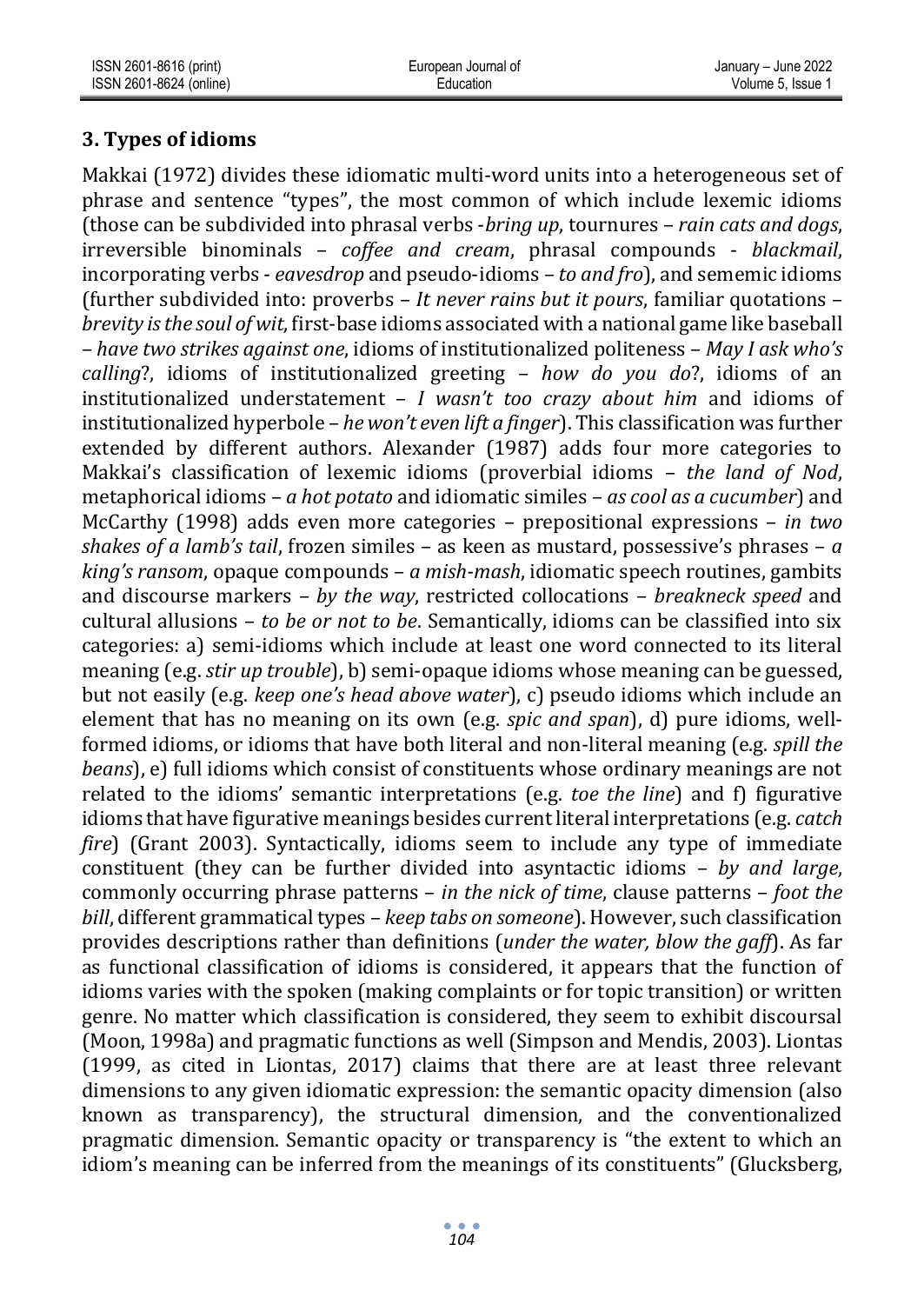## 3. Types of idioms

Makkai (1972) divides these idiomatic multi-word units into a heterogeneous set of phrase and sentence "types", the most common of which include lexemic idioms (those can be subdivided into phrasal verbs -*bring up*, tournures – *rain cats and dogs*, irreversible binominals – *coffee and cream*, phrasal compounds - *blackmail*, incorporating verbs - *eavesdrop* and pseudo-idioms – *to and fro*), and sememic idioms (further subdivided into: proverbs – *It never rains but it pours*, familiar quotations – *brevity is the soul of wit*, first-base idioms associated with a national game like baseball – *have two strikes against one*, idioms of institutionalized politeness – *May I ask who's calling*?, idioms of institutionalized greeting – *how do you do*?, idioms of an institutionalized understatement – *I wasn't too crazy about him* and idioms of institutionalized hyperbole – *he won't even lift a finger*). This classification was further extended by different authors. Alexander (1987) adds four more categories to Makkai's classification of lexemic idioms (proverbial idioms – *the land of Nod*, metaphorical idioms – *a hot potato* and idiomatic similes – *as cool as a cucumber*) and McCarthy (1998) adds even more categories – prepositional expressions – *in two shakes of a lamb's tail*, frozen similes – as keen as mustard, possessive's phrases – *a king's ransom*, opaque compounds – *a mish-mash*, idiomatic speech routines, gambits and discourse markers – *by the way*, restricted collocations – *breakneck speed* and cultural allusions – *to be or not to be*. Semantically, idioms can be classified into six categories: a) semi-idioms which include at least one word connected to its literal meaning (e.g. *stir up trouble*), b) semi-opaque idioms whose meaning can be guessed, but not easily (e.g. *keep one's head above water*), c) pseudo idioms which include an element that has no meaning on its own (e.g. *spic and span*), d) pure idioms, well-formed idioms, or idioms that have both literal and non-literal meaning (e.g. *spill the beans*), e) full idioms which consist of constituents whose ordinary meanings are not related to the idioms' semantic interpretations (e.g. *toe the line*) and f) figurative idioms that have figurative meanings besides current literal interpretations (e.g. *catch fire*) (Grant 2003). Syntactically, idioms seem to include any type of immediate constituent (they can be further divided into asyntactic idioms – *by and large*, commonly occurring phrase patterns – *in the nick of time*, clause patterns – *foot the bill*, different grammatical types – *keep tabs on someone*). However, such classification provides descriptions rather than definitions (*under the water, blow the gaff*). As far as functional classification of idioms is considered, it appears that the function of idioms varies with the spoken (making complaints or for topic transition) or written genre. No matter which classification is considered, they seem to exhibit discoursal (Moon, 1998a) and pragmatic functions as well (Simpson and Mendis, 2003). Liontas (1999, as cited in Liontas, 2017) claims that there are at least three relevant dimensions to any given idiomatic expression: the semantic opacity dimension (also known as transparency), the structural dimension, and the conventionalized pragmatic dimension. Semantic opacity or transparency is "the extent to which an idiom's meaning can be inferred from the meanings of its constituents" (Glucksberg,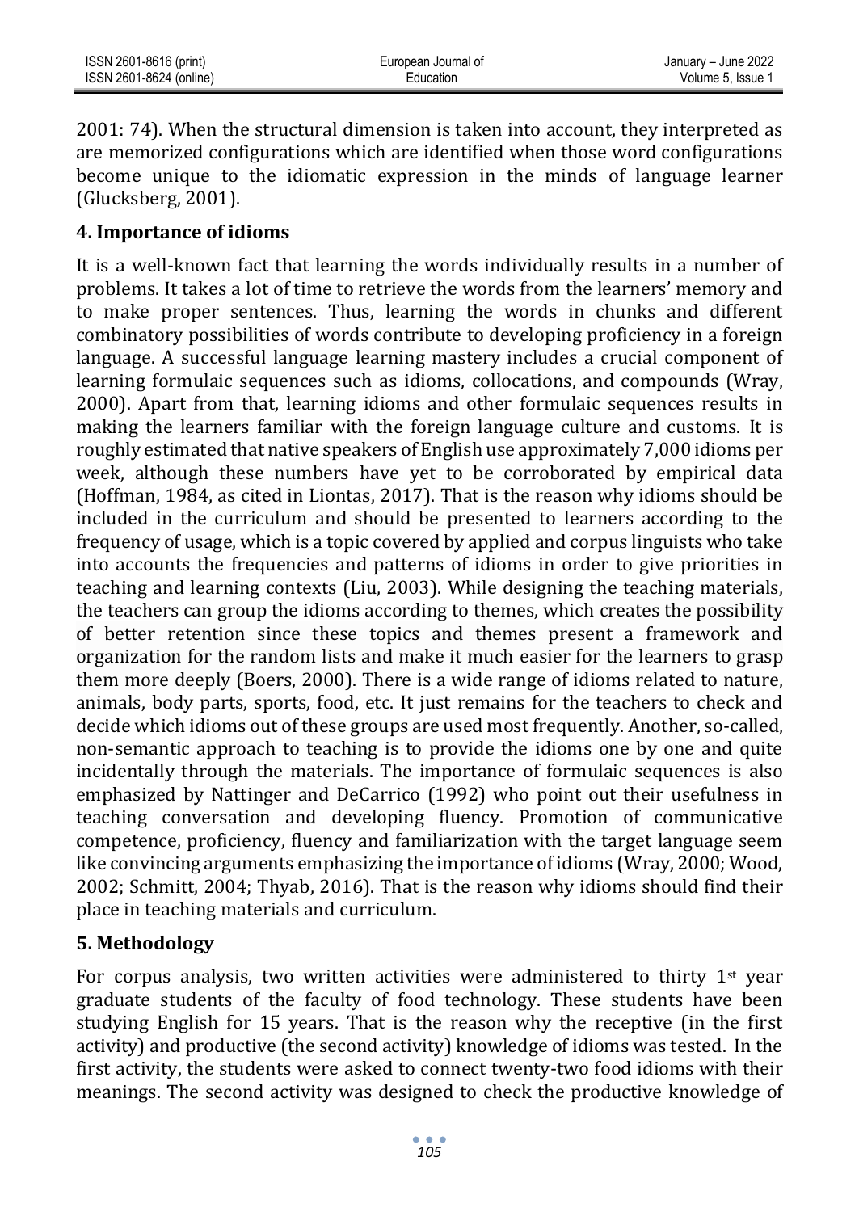2001: 74). When the structural dimension is taken into account, they interpreted as are memorized configurations which are identified when those word configurations become unique to the idiomatic expression in the minds of language learner (Glucksberg, 2001).

## 4. Importance of idioms

It is a well-known fact that learning the words individually results in a number of problems. It takes a lot of time to retrieve the words from the learners' memory and to make proper sentences. Thus, learning the words in chunks and different combinatory possibilities of words contribute to developing proficiency in a foreign language. A successful language learning mastery includes a crucial component of learning formulaic sequences such as idioms, collocations, and compounds (Wray, 2000). Apart from that, learning idioms and other formulaic sequences results in making the learners familiar with the foreign language culture and customs. It is roughly estimated that native speakers of English use approximately 7,000 idioms per week, although these numbers have yet to be corroborated by empirical data (Hoffman, 1984, as cited in Liontas, 2017). That is the reason why idioms should be included in the curriculum and should be presented to learners according to the frequency of usage, which is a topic covered by applied and corpus linguists who take into accounts the frequencies and patterns of idioms in order to give priorities in teaching and learning contexts (Liu, 2003). While designing the teaching materials, the teachers can group the idioms according to themes, which creates the possibility of better retention since these topics and themes present a framework and organization for the random lists and make it much easier for the learners to grasp them more deeply (Boers, 2000). There is a wide range of idioms related to nature, animals, body parts, sports, food, etc. It just remains for the teachers to check and decide which idioms out of these groups are used most frequently. Another, so-called, non-semantic approach to teaching is to provide the idioms one by one and quite incidentally through the materials. The importance of formulaic sequences is also emphasized by Nattinger and DeCarrico (1992) who point out their usefulness in teaching conversation and developing fluency. Promotion of communicative competence, proficiency, fluency and familiarization with the target language seem like convincing arguments emphasizing the importance of idioms (Wray, 2000; Wood, 2002; Schmitt, 2004; Thyab, 2016). That is the reason why idioms should find their place in teaching materials and curriculum.

## 5. Methodology

For corpus analysis, two written activities were administered to thirty 1st year graduate students of the faculty of food technology. These students have been studying English for 15 years. That is the reason why the receptive (in the first activity) and productive (the second activity) knowledge of idioms was tested. In the first activity, the students were asked to connect twenty-two food idioms with their meanings. The second activity was designed to check the productive knowledge of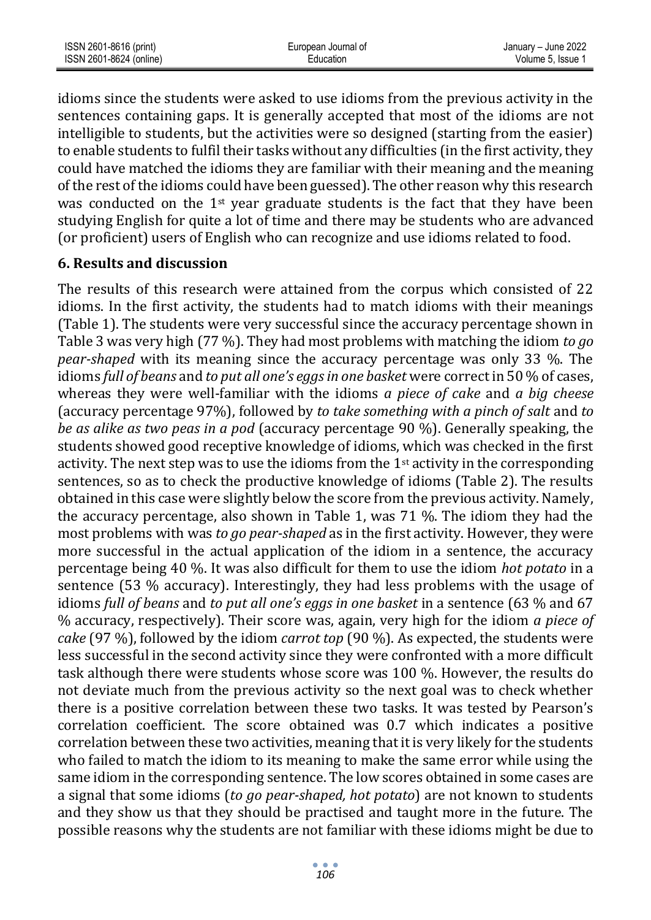idioms since the students were asked to use idioms from the previous activity in the sentences containing gaps. It is generally accepted that most of the idioms are not intelligible to students, but the activities were so designed (starting from the easier) to enable students to fulfil their tasks without any difficulties (in the first activity, they could have matched the idioms they are familiar with their meaning and the meaning of the rest of the idioms could have been guessed). The other reason why this research was conducted on the 1st year graduate students is the fact that they have been studying English for quite a lot of time and there may be students who are advanced (or proficient) users of English who can recognize and use idioms related to food.

## 6. Results and discussion

The results of this research were attained from the corpus which consisted of 22 idioms. In the first activity, the students had to match idioms with their meanings (Table 1). The students were very successful since the accuracy percentage shown in Table 3 was very high (77 %). They had most problems with matching the idiom *to go pear-shaped* with its meaning since the accuracy percentage was only 33 %. The idioms *full of beans* and *to put all one's eggs in one basket* were correct in 50 % of cases, whereas they were well-familiar with the idioms *a piece of cake* and *a big cheese* (accuracy percentage 97%), followed by *to take something with a pinch of salt* and *to be as alike as two peas in a pod* (accuracy percentage 90 %). Generally speaking, the students showed good receptive knowledge of idioms, which was checked in the first activity. The next step was to use the idioms from the 1st activity in the corresponding sentences, so as to check the productive knowledge of idioms (Table 2). The results obtained in this case were slightly below the score from the previous activity. Namely, the accuracy percentage, also shown in Table 1, was 71 %. The idiom they had the most problems with was *to go pear-shaped* as in the first activity. However, they were more successful in the actual application of the idiom in a sentence, the accuracy percentage being 40 %. It was also difficult for them to use the idiom *hot potato* in a sentence (53 % accuracy). Interestingly, they had less problems with the usage of idioms *full of beans* and *to put all one's eggs in one basket* in a sentence (63 % and 67 % accuracy, respectively). Their score was, again, very high for the idiom *a piece of cake* (97 %), followed by the idiom *carrot top* (90 %). As expected, the students were less successful in the second activity since they were confronted with a more difficult task although there were students whose score was 100 %. However, the results do not deviate much from the previous activity so the next goal was to check whether there is a positive correlation between these two tasks. It was tested by Pearson's correlation coefficient. The score obtained was 0.7 which indicates a positive correlation between these two activities, meaning that it is very likely for the students who failed to match the idiom to its meaning to make the same error while using the same idiom in the corresponding sentence. The low scores obtained in some cases are a signal that some idioms (*to go pear-shaped, hot potato*) are not known to students and they show us that they should be practised and taught more in the future. The possible reasons why the students are not familiar with these idioms might be due to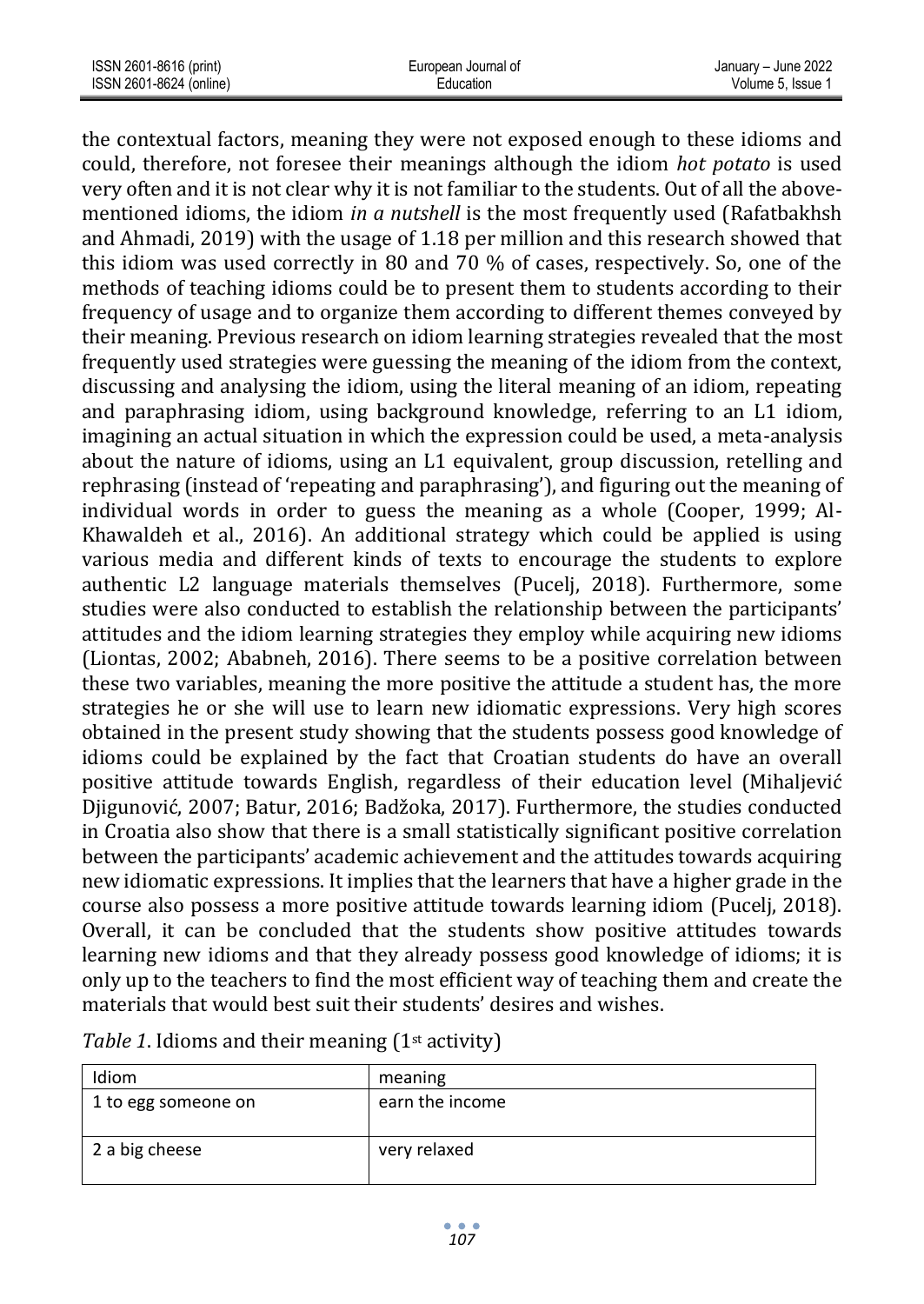the contextual factors, meaning they were not exposed enough to these idioms and could, therefore, not foresee their meanings although the idiom *hot potato* is used very often and it is not clear why it is not familiar to the students. Out of all the above-mentioned idioms, the idiom *in a nutshell* is the most frequently used (Rafatbakhsh and Ahmadi, 2019) with the usage of 1.18 per million and this research showed that this idiom was used correctly in 80 and 70 % of cases, respectively. So, one of the methods of teaching idioms could be to present them to students according to their frequency of usage and to organize them according to different themes conveyed by their meaning. Previous research on idiom learning strategies revealed that the most frequently used strategies were guessing the meaning of the idiom from the context, discussing and analysing the idiom, using the literal meaning of an idiom, repeating and paraphrasing idiom, using background knowledge, referring to an L1 idiom, imagining an actual situation in which the expression could be used, a meta-analysis about the nature of idioms, using an L1 equivalent, group discussion, retelling and rephrasing (instead of 'repeating and paraphrasing'), and figuring out the meaning of individual words in order to guess the meaning as a whole (Cooper, 1999; Al-Khawaldeh et al., 2016). An additional strategy which could be applied is using various media and different kinds of texts to encourage the students to explore authentic L2 language materials themselves (Pucelj, 2018). Furthermore, some studies were also conducted to establish the relationship between the participants' attitudes and the idiom learning strategies they employ while acquiring new idioms (Liontas, 2002; Ababneh, 2016). There seems to be a positive correlation between these two variables, meaning the more positive the attitude a student has, the more strategies he or she will use to learn new idiomatic expressions. Very high scores obtained in the present study showing that the students possess good knowledge of idioms could be explained by the fact that Croatian students do have an overall positive attitude towards English, regardless of their education level (Mihaljević Djigunović, 2007; Batur, 2016; Badžoka, 2017). Furthermore, the studies conducted in Croatia also show that there is a small statistically significant positive correlation between the participants' academic achievement and the attitudes towards acquiring new idiomatic expressions. It implies that the learners that have a higher grade in the course also possess a more positive attitude towards learning idiom (Pucelj, 2018). Overall, it can be concluded that the students show positive attitudes towards learning new idioms and that they already possess good knowledge of idioms; it is only up to the teachers to find the most efficient way of teaching them and create the materials that would best suit their students' desires and wishes.

*Table 1*. Idioms and their meaning (1st activity)

| Idiom | meaning |
|---|---|
| 1 to egg someone on | earn the income |
| 2 a big cheese | very relaxed |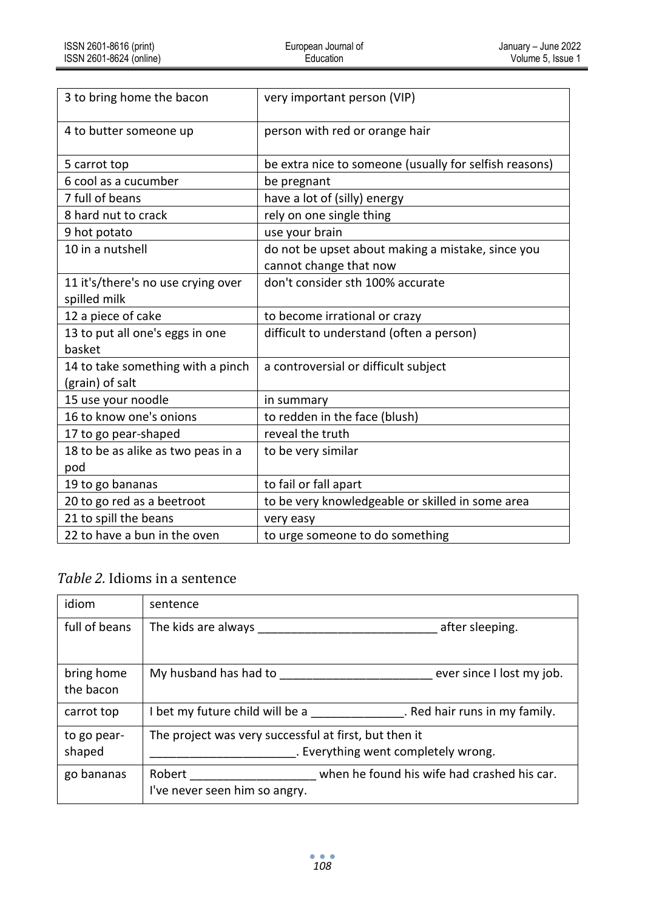| | |
|---|---|
| 3 to bring home the bacon | very important person (VIP) |
| 4 to butter someone up | person with red or orange hair |
| 5 carrot top | be extra nice to someone (usually for selfish reasons) |
| 6 cool as a cucumber | be pregnant |
| 7 full of beans | have a lot of (silly) energy |
| 8 hard nut to crack | rely on one single thing |
| 9 hot potato | use your brain |
| 10 in a nutshell | do not be upset about making a mistake, since you cannot change that now |
| 11 it's/there's no use crying over spilled milk | don't consider sth 100% accurate |
| 12 a piece of cake | to become irrational or crazy |
| 13 to put all one's eggs in one basket | difficult to understand (often a person) |
| 14 to take something with a pinch (grain) of salt | a controversial or difficult subject |
| 15 use your noodle | in summary |
| 16 to know one's onions | to redden in the face (blush) |
| 17 to go pear-shaped | reveal the truth |
| 18 to be as alike as two peas in a pod | to be very similar |
| 19 to go bananas | to fail or fall apart |
| 20 to go red as a beetroot | to be very knowledgeable or skilled in some area |
| 21 to spill the beans | very easy |
| 22 to have a bun in the oven | to urge someone to do something |

*Table 2.* Idioms in a sentence

| idiom | sentence |
|---|---|
| full of beans | The kids are always ___________________________ after sleeping. |
| bring home the bacon | My husband has had to _______________________ ever since I lost my job. |
| carrot top | I bet my future child will be a ______________. Red hair runs in my family. |
| to go pear-shaped | The project was very successful at first, but then it ______________________. Everything went completely wrong. |
| go bananas | Robert ___________________ when he found his wife had crashed his car. I've never seen him so angry. |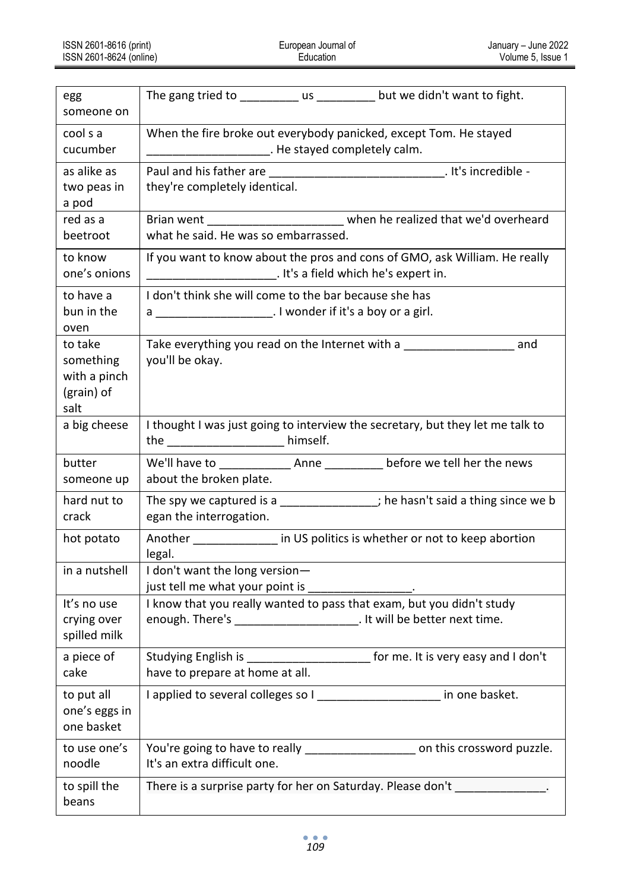| | |
|---|---|
| egg someone on | The gang tried to _________ us _________ but we didn't want to fight. |
| cool s a cucumber | When the fire broke out everybody panicked, except Tom. He stayed ___________________. He stayed completely calm. |
| as alike as two peas in a pod | Paul and his father are __________________________. It's incredible - they're completely identical. |
| red as a beetroot | Brian went ____________________ when he realized that we'd overheard what he said. He was so embarrassed. |
| to know one's onions | If you want to know about the pros and cons of GMO, ask William. He really ___________________. It's a field which he's expert in. |
| to have a bun in the oven | I don't think she will come to the bar because she has a _________________. I wonder if it's a boy or a girl. |
| to take something with a pinch (grain) of salt | Take everything you read on the Internet with a ________________ and you'll be okay. |
| a big cheese | I thought I was just going to interview the secretary, but they let me talk to the _________________ himself. |
| butter someone up | We'll have to ___________ Anne _________ before we tell her the news about the broken plate. |
| hard nut to crack | The spy we captured is a ______________; he hasn't said a thing since we b egan the interrogation. |
| hot potato | Another ____________ in US politics is whether or not to keep abortion legal. |
| in a nutshell | I don't want the long version— just tell me what your point is _______________. |
| It's no use crying over spilled milk | I know that you really wanted to pass that exam, but you didn't study enough. There's __________________. It will be better next time. |
| a piece of cake | Studying English is __________________ for me. It is very easy and I don't have to prepare at home at all. |
| to put all one's eggs in one basket | I applied to several colleges so I __________________ in one basket. |
| to use one's noodle | You're going to have to really ________________ on this crossword puzzle. It's an extra difficult one. |
| to spill the beans | There is a surprise party for her on Saturday. Please don't _____________. |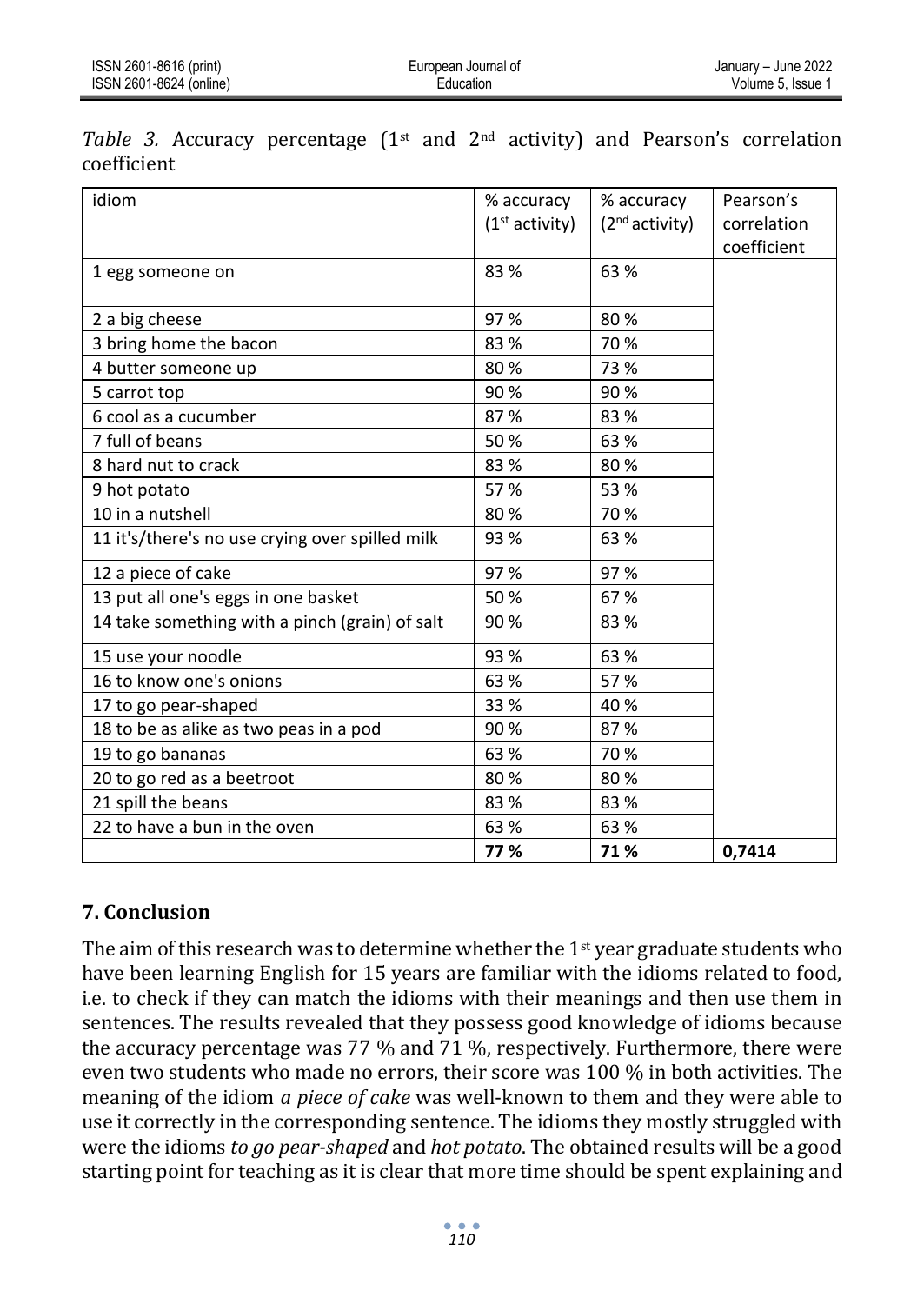*Table 3.* Accuracy percentage (1st and 2nd activity) and Pearson's correlation coefficient

| idiom | % accuracy (1st activity) | % accuracy (2nd activity) | Pearson's correlation coefficient |
|---|---|---|---|
| 1 egg someone on | 83 % | 63 % | |
| 2 a big cheese | 97 % | 80 % | |
| 3 bring home the bacon | 83 % | 70 % | |
| 4 butter someone up | 80 % | 73 % | |
| 5 carrot top | 90 % | 90 % | |
| 6 cool as a cucumber | 87 % | 83 % | |
| 7 full of beans | 50 % | 63 % | |
| 8 hard nut to crack | 83 % | 80 % | |
| 9 hot potato | 57 % | 53 % | |
| 10 in a nutshell | 80 % | 70 % | |
| 11 it's/there's no use crying over spilled milk | 93 % | 63 % | |
| 12 a piece of cake | 97 % | 97 % | |
| 13 put all one's eggs in one basket | 50 % | 67 % | |
| 14 take something with a pinch (grain) of salt | 90 % | 83 % | |
| 15 use your noodle | 93 % | 63 % | |
| 16 to know one's onions | 63 % | 57 % | |
| 17 to go pear-shaped | 33 % | 40 % | |
| 18 to be as alike as two peas in a pod | 90 % | 87 % | |
| 19 to go bananas | 63 % | 70 % | |
| 20 to go red as a beetroot | 80 % | 80 % | |
| 21 spill the beans | 83 % | 83 % | |
| 22 to have a bun in the oven | 63 % | 63 % | |
| | **77 %** | **71 %** | **0,7414** |

## 7. Conclusion

The aim of this research was to determine whether the 1st year graduate students who have been learning English for 15 years are familiar with the idioms related to food, i.e. to check if they can match the idioms with their meanings and then use them in sentences. The results revealed that they possess good knowledge of idioms because the accuracy percentage was 77 % and 71 %, respectively. Furthermore, there were even two students who made no errors, their score was 100 % in both activities. The meaning of the idiom *a piece of cake* was well-known to them and they were able to use it correctly in the corresponding sentence. The idioms they mostly struggled with were the idioms *to go pear-shaped* and *hot potato*. The obtained results will be a good starting point for teaching as it is clear that more time should be spent explaining and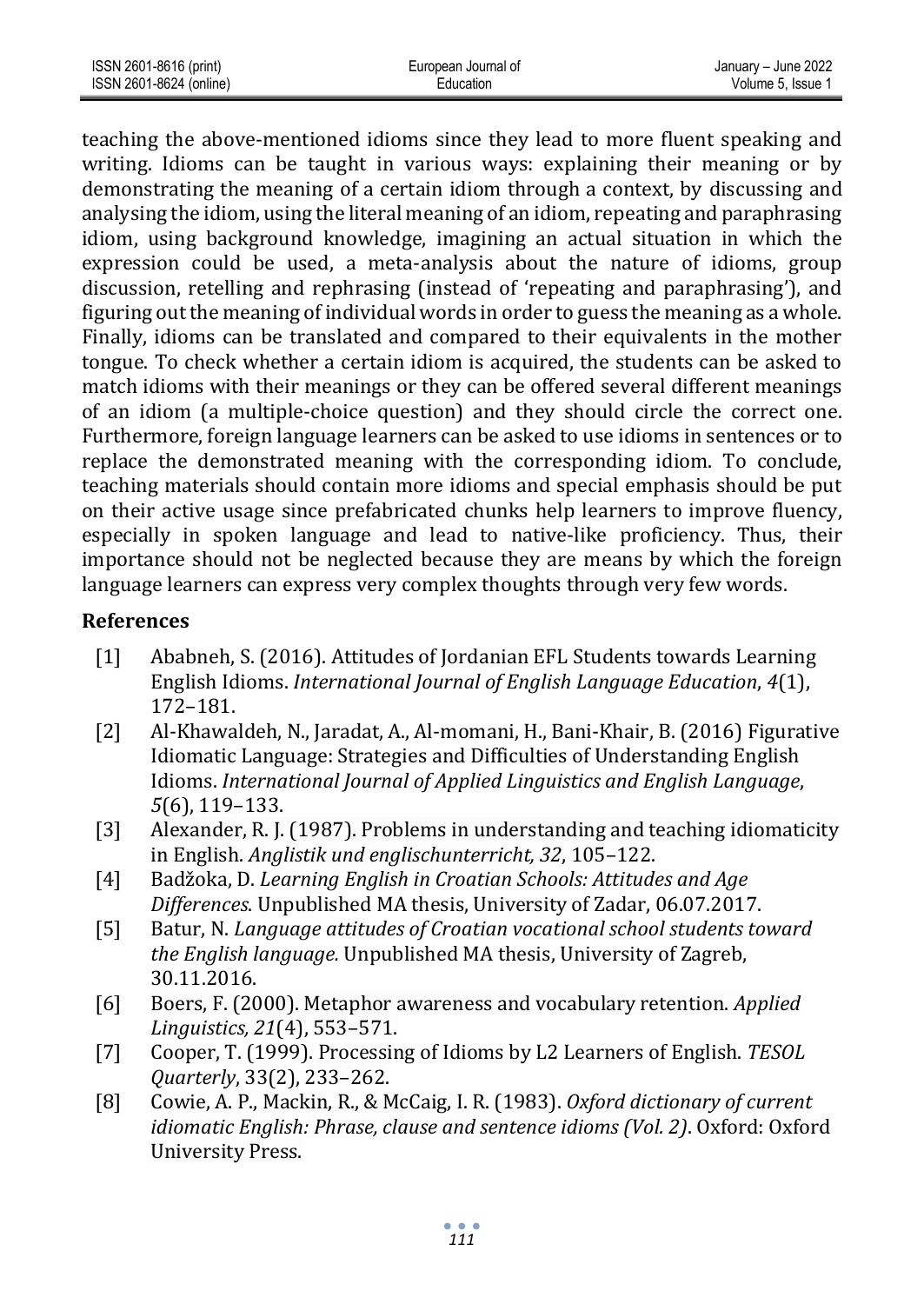teaching the above-mentioned idioms since they lead to more fluent speaking and writing. Idioms can be taught in various ways: explaining their meaning or by demonstrating the meaning of a certain idiom through a context, by discussing and analysing the idiom, using the literal meaning of an idiom, repeating and paraphrasing idiom, using background knowledge, imagining an actual situation in which the expression could be used, a meta-analysis about the nature of idioms, group discussion, retelling and rephrasing (instead of 'repeating and paraphrasing'), and figuring out the meaning of individual words in order to guess the meaning as a whole. Finally, idioms can be translated and compared to their equivalents in the mother tongue. To check whether a certain idiom is acquired, the students can be asked to match idioms with their meanings or they can be offered several different meanings of an idiom (a multiple-choice question) and they should circle the correct one. Furthermore, foreign language learners can be asked to use idioms in sentences or to replace the demonstrated meaning with the corresponding idiom. To conclude, teaching materials should contain more idioms and special emphasis should be put on their active usage since prefabricated chunks help learners to improve fluency, especially in spoken language and lead to native-like proficiency. Thus, their importance should not be neglected because they are means by which the foreign language learners can express very complex thoughts through very few words.

## References

[1] Ababneh, S. (2016). Attitudes of Jordanian EFL Students towards Learning English Idioms. *International Journal of English Language Education*, *4*(1), 172–181.

[2] Al-Khawaldeh, N., Jaradat, A., Al-momani, H., Bani-Khair, B. (2016) Figurative Idiomatic Language: Strategies and Difficulties of Understanding English Idioms. *International Journal of Applied Linguistics and English Language*, *5*(6), 119–133.

[3] Alexander, R. J. (1987). Problems in understanding and teaching idiomaticity in English. *Anglistik und englischunterricht, 32*, 105–122.

[4] Badžoka, D. *Learning English in Croatian Schools: Attitudes and Age Differences*. Unpublished MA thesis, University of Zadar, 06.07.2017.

[5] Batur, N. *Language attitudes of Croatian vocational school students toward the English language*. Unpublished MA thesis, University of Zagreb, 30.11.2016.

[6] Boers, F. (2000). Metaphor awareness and vocabulary retention. *Applied Linguistics, 21*(4), 553–571.

[7] Cooper, T. (1999). Processing of Idioms by L2 Learners of English. *TESOL Quarterly*, 33(2), 233–262.

[8] Cowie, A. P., Mackin, R., & McCaig, I. R. (1983). *Oxford dictionary of current idiomatic English: Phrase, clause and sentence idioms (Vol. 2)*. Oxford: Oxford University Press.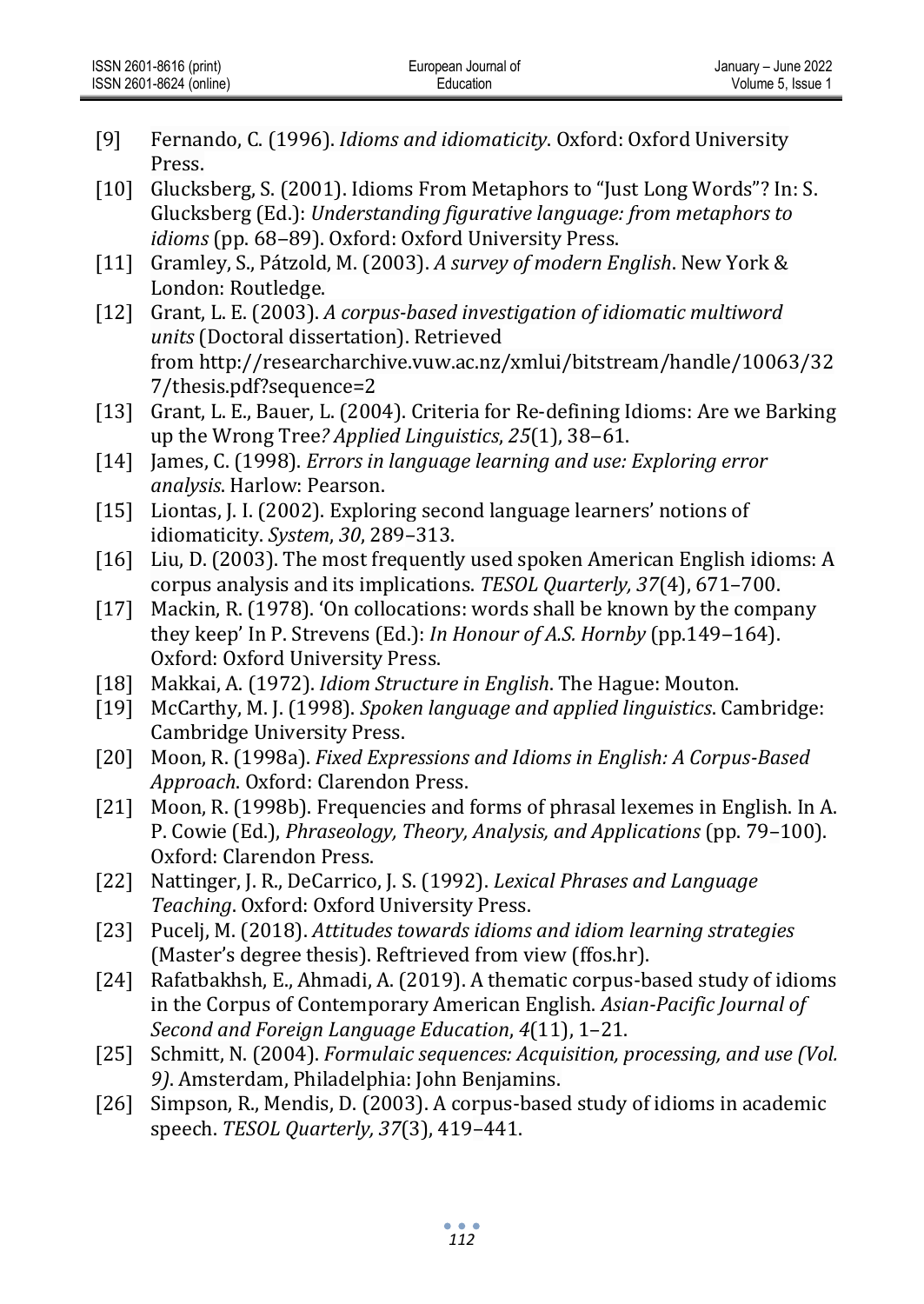[9] Fernando, C. (1996). *Idioms and idiomaticity*. Oxford: Oxford University Press.

[10] Glucksberg, S. (2001). Idioms From Metaphors to "Just Long Words"? In: S. Glucksberg (Ed.): *Understanding figurative language: from metaphors to idioms* (pp. 68–89). Oxford: Oxford University Press.

[11] Gramley, S., Pátzold, M. (2003). *A survey of modern English*. New York & London: Routledge.

[12] Grant, L. E. (2003). *A corpus-based investigation of idiomatic multiword units* (Doctoral dissertation). Retrieved from http://researcharchive.vuw.ac.nz/xmlui/bitstream/handle/10063/327/thesis.pdf?sequence=2

[13] Grant, L. E., Bauer, L. (2004). Criteria for Re-defining Idioms: Are we Barking up the Wrong Tree*? Applied Linguistics*, *25*(1), 38–61.

[14] James, C. (1998). *Errors in language learning and use: Exploring error analysis*. Harlow: Pearson.

[15] Liontas, J. I. (2002). Exploring second language learners' notions of idiomaticity. *System*, *30*, 289–313.

[16] Liu, D. (2003). The most frequently used spoken American English idioms: A corpus analysis and its implications. *TESOL Quarterly, 37*(4), 671–700.

[17] Mackin, R. (1978). 'On collocations: words shall be known by the company they keep' In P. Strevens (Ed.): *In Honour of A.S. Hornby* (pp.149–164). Oxford: Oxford University Press.

[18] Makkai, A. (1972). *Idiom Structure in English*. The Hague: Mouton.

[19] McCarthy, M. J. (1998). *Spoken language and applied linguistics*. Cambridge: Cambridge University Press.

[20] Moon, R. (1998a). *Fixed Expressions and Idioms in English: A Corpus-Based Approach*. Oxford: Clarendon Press.

[21] Moon, R. (1998b). Frequencies and forms of phrasal lexemes in English. In A. P. Cowie (Ed.), *Phraseology, Theory, Analysis, and Applications* (pp. 79–100). Oxford: Clarendon Press.

[22] Nattinger, J. R., DeCarrico, J. S. (1992). *Lexical Phrases and Language Teaching*. Oxford: Oxford University Press.

[23] Pucelj, M. (2018). *Attitudes towards idioms and idiom learning strategies* (Master's degree thesis). Reftrieved from view (ffos.hr).

[24] Rafatbakhsh, E., Ahmadi, A. (2019). A thematic corpus-based study of idioms in the Corpus of Contemporary American English. *Asian-Pacific Journal of Second and Foreign Language Education*, *4*(11), 1–21.

[25] Schmitt, N. (2004). *Formulaic sequences: Acquisition, processing, and use (Vol. 9)*. Amsterdam, Philadelphia: John Benjamins.

[26] Simpson, R., Mendis, D. (2003). A corpus-based study of idioms in academic speech. *TESOL Quarterly, 37*(3), 419–441.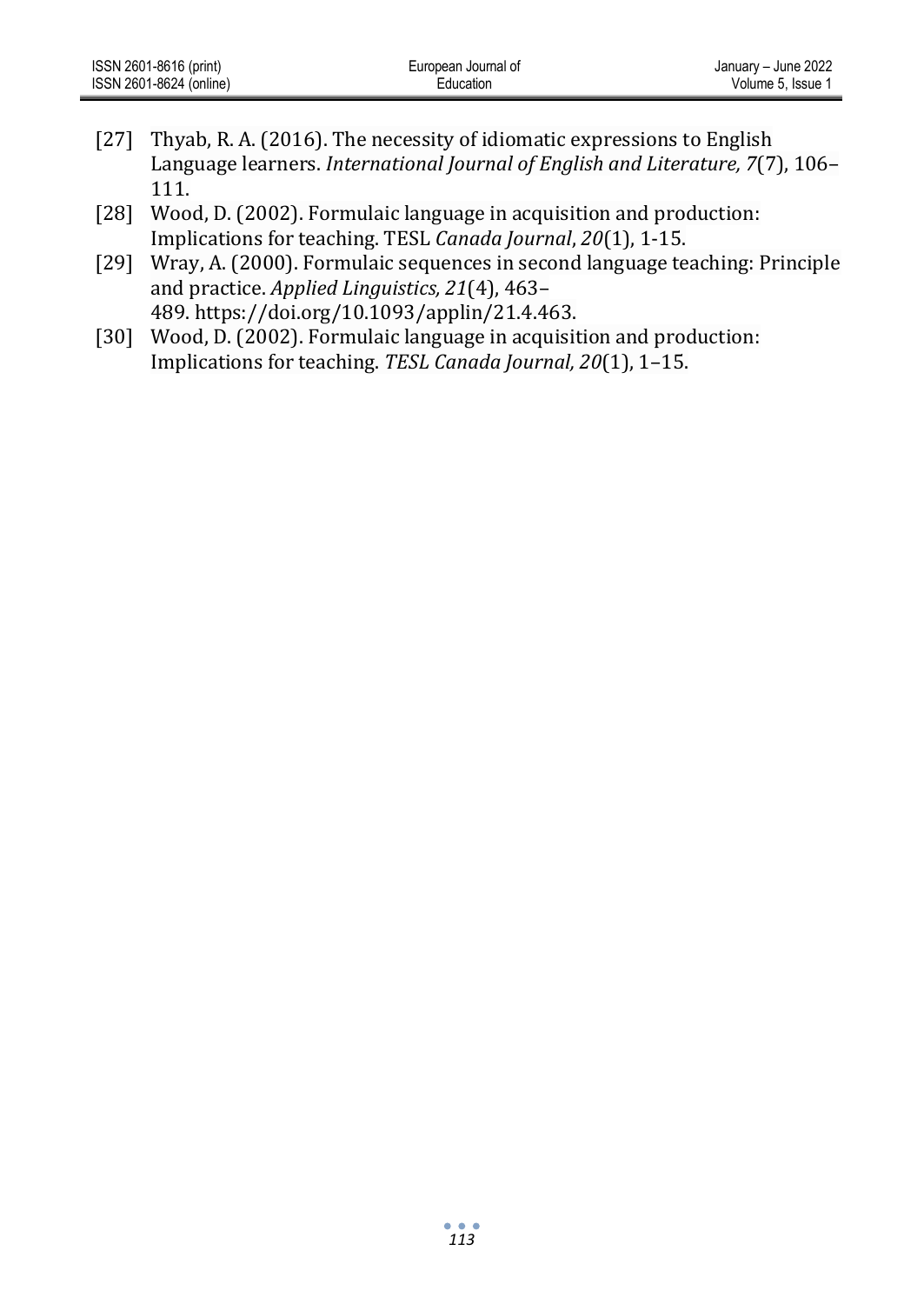[27] Thyab, R. A. (2016). The necessity of idiomatic expressions to English Language learners. *International Journal of English and Literature, 7*(7), 106–111.

[28] Wood, D. (2002). Formulaic language in acquisition and production: Implications for teaching. TESL *Canada Journal*, *20*(1), 1-15.

[29] Wray, A. (2000). Formulaic sequences in second language teaching: Principle and practice. *Applied Linguistics, 21*(4), 463–489. https://doi.org/10.1093/applin/21.4.463.

[30] Wood, D. (2002). Formulaic language in acquisition and production: Implications for teaching. *TESL Canada Journal, 20*(1), 1–15.